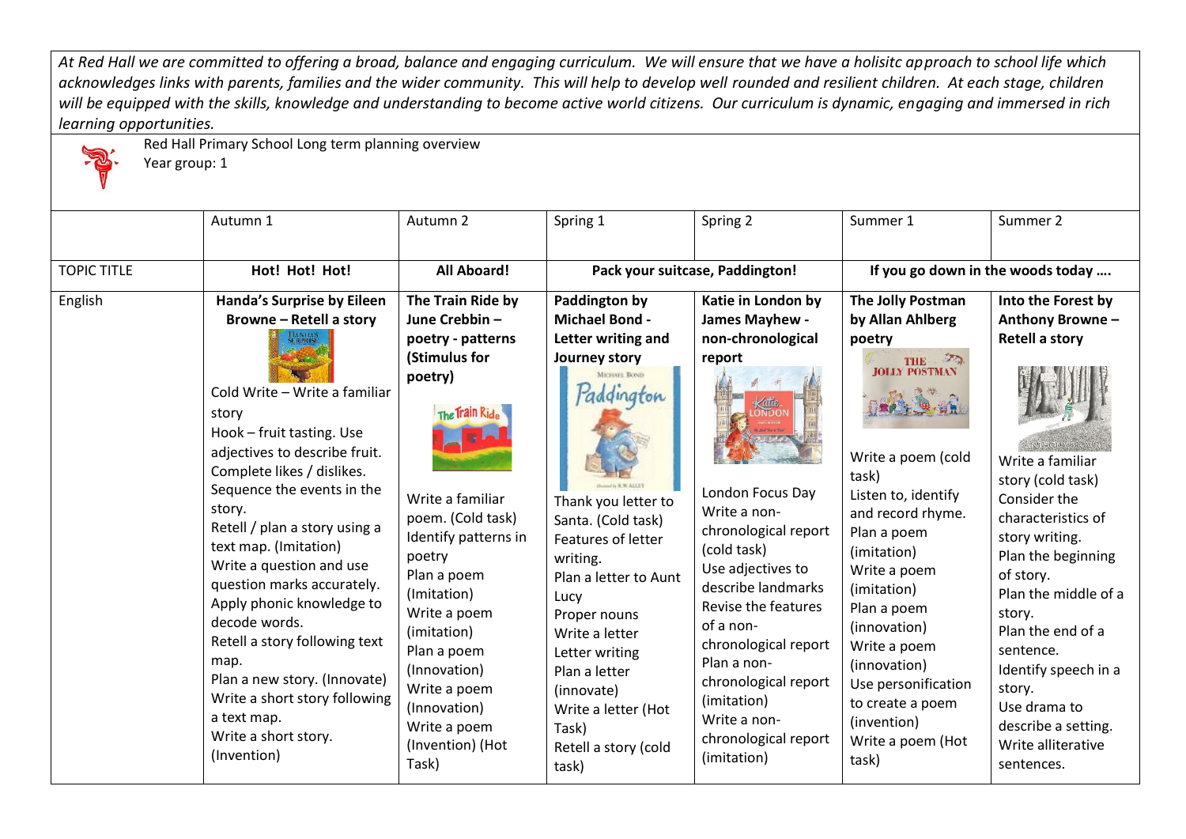*At Red Hall we are committed to offering a broad, balance and engaging curriculum. We will ensure that we have a holisitc approach to school life which acknowledges links with parents, families and the wider community. This will help to develop well rounded and resilient children. At each stage, children will be equipped with the skills, knowledge and understanding to become active world citizens. Our curriculum is dynamic, engaging and immersed in rich learning opportunities.*

Red Hall Primary School Long term planning overview
Year group: 1

| | Autumn 1 | Autumn 2 | Spring 1 | Spring 2 | Summer 1 | Summer 2 |
|---|---|---|---|---|---|---|
| TOPIC TITLE | **Hot! Hot! Hot!** | **All Aboard!** | **Pack your suitcase, Paddington!** | | **If you go down in the woods today ….** | |
| English | **Handa's Surprise by Eileen Browne – Retell a story**<br>Cold Write – Write a familiar story<br>Hook – fruit tasting. Use adjectives to describe fruit. Complete likes / dislikes.<br>Sequence the events in the story.<br>Retell / plan a story using a text map. (Imitation)<br>Write a question and use question marks accurately.<br>Apply phonic knowledge to decode words.<br>Retell a story following text map.<br>Plan a new story. (Innovate)<br>Write a short story following a text map.<br>Write a short story. (Invention) | **The Train Ride by June Crebbin – poetry - patterns (Stimulus for poetry)**<br>Write a familiar poem. (Cold task)<br>Identify patterns in poetry<br>Plan a poem (Imitation)<br>Write a poem (imitation)<br>Plan a poem (Innovation)<br>Write a poem (Innovation)<br>Write a poem (Invention) (Hot Task) | **Paddington by Michael Bond - Letter writing and Journey story**<br>Thank you letter to Santa. (Cold task)<br>Features of letter writing.<br>Plan a letter to Aunt Lucy<br>Proper nouns<br>Write a letter<br>Letter writing<br>Plan a letter (innovate)<br>Write a letter (Hot Task)<br>Retell a story (cold task) | **Katie in London by James Mayhew - non-chronological report**<br>London Focus Day<br>Write a non-chronological report (cold task)<br>Use adjectives to describe landmarks<br>Revise the features of a non-chronological report<br>Plan a non-chronological report (imitation)<br>Write a non-chronological report (imitation) | **The Jolly Postman by Allan Ahlberg poetry**<br>Write a poem (cold task)<br>Listen to, identify and record rhyme.<br>Plan a poem (imitation)<br>Write a poem (imitation)<br>Plan a poem (innovation)<br>Write a poem (innovation)<br>Use personification to create a poem (invention)<br>Write a poem (Hot task) | **Into the Forest by Anthony Browne – Retell a story**<br>Write a familiar story (cold task)<br>Consider the characteristics of story writing.<br>Plan the beginning of story.<br>Plan the middle of a story.<br>Plan the end of a sentence.<br>Identify speech in a story.<br>Use drama to describe a setting.<br>Write alliterative sentences. |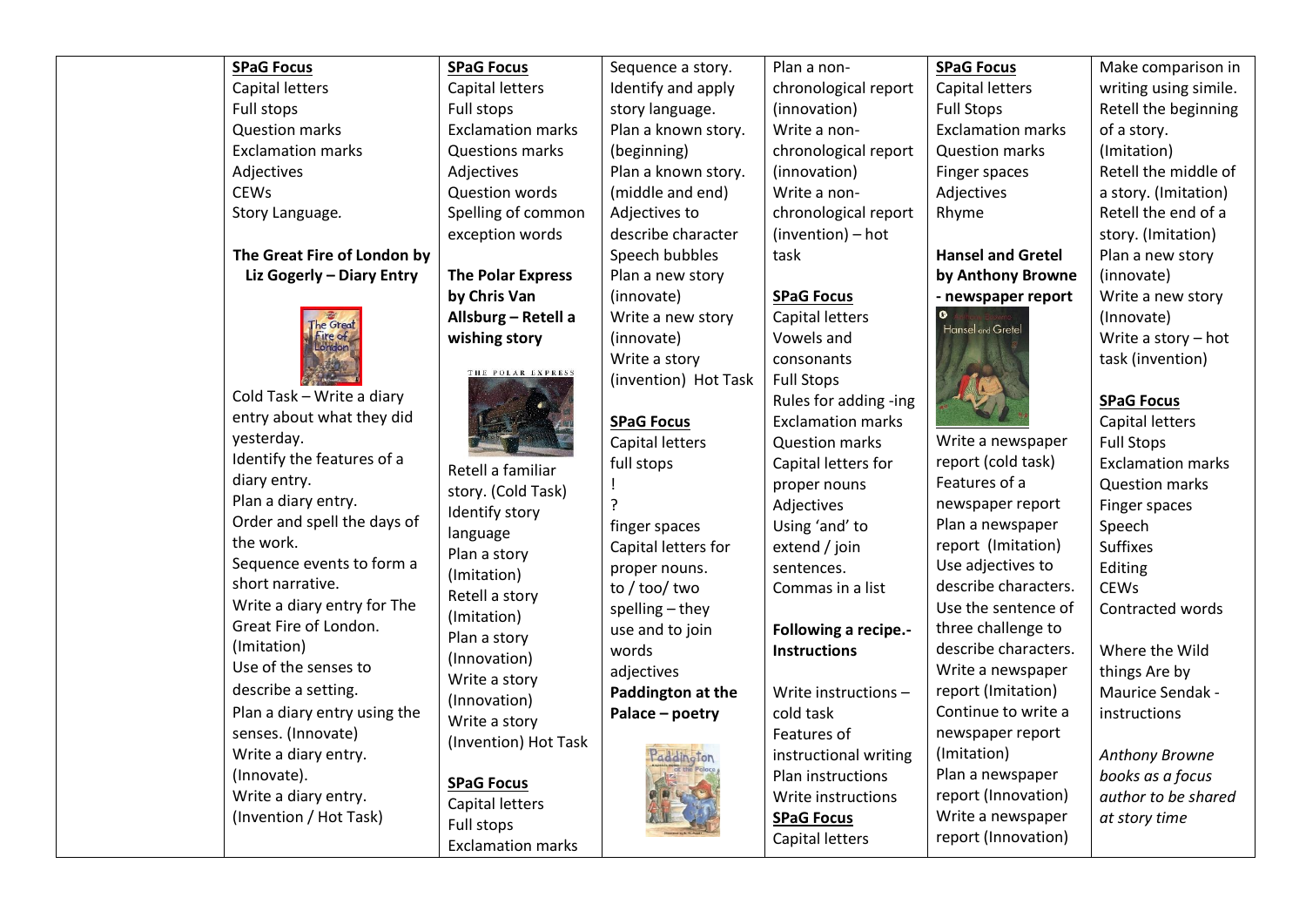| | | | | | | |
|---|---|---|---|---|---|---|
| | **SPaG Focus**<br>Capital letters<br>Full stops<br>Question marks<br>Exclamation marks<br>Adjectives<br>CEWs<br>Story Language.<br><br>**The Great Fire of London by Liz Gogerly – Diary Entry**<br><br>Cold Task – Write a diary entry about what they did yesterday.<br>Identify the features of a diary entry.<br>Plan a diary entry.<br>Order and spell the days of the work.<br>Sequence events to form a short narrative.<br>Write a diary entry for The Great Fire of London. (Imitation)<br>Use of the senses to describe a setting.<br>Plan a diary entry using the senses. (Innovate)<br>Write a diary entry. (Innovate).<br>Write a diary entry. (Invention / Hot Task) | **SPaG Focus**<br>Capital letters<br>Full stops<br>Exclamation marks<br>Questions marks<br>Adjectives<br>Question words<br>Spelling of common exception words<br><br>**The Polar Express by Chris Van Allsburg – Retell a wishing story**<br><br>Retell a familiar story. (Cold Task)<br>Identify story language<br>Plan a story (Imitation)<br>Retell a story (Imitation)<br>Plan a story (Innovation)<br>Write a story (Innovation)<br>Write a story (Invention) Hot Task<br><br>**SPaG Focus**<br>Capital letters<br>Full stops<br>Exclamation marks | Sequence a story.<br>Identify and apply story language.<br>Plan a known story. (beginning)<br>Plan a known story. (middle and end)<br>Adjectives to describe character<br>Speech bubbles<br>Plan a new story (innovate)<br>Write a new story (innovate)<br>Write a story (invention) Hot Task<br><br>**SPaG Focus**<br>Capital letters<br>full stops<br>!<br>?<br>finger spaces<br>Capital letters for proper nouns.<br>to / too/ two<br>spelling – they<br>use and to join words<br>adjectives<br>**Paddington at the Palace – poetry** | Plan a non-chronological report (innovation)<br>Write a non-chronological report (innovation)<br>Write a non-chronological report (invention) – hot task<br><br>**SPaG Focus**<br>Capital letters<br>Vowels and consonants<br>Full Stops<br>Rules for adding -ing<br>Exclamation marks<br>Question marks<br>Capital letters for proper nouns<br>Adjectives<br>Using 'and' to extend / join sentences.<br>Commas in a list<br><br>**Following a recipe.- Instructions**<br><br>Write instructions – cold task<br>Features of instructional writing<br>Plan instructions<br>Write instructions<br>**SPaG Focus**<br>Capital letters | **SPaG Focus**<br>Capital letters<br>Full Stops<br>Exclamation marks<br>Question marks<br>Finger spaces<br>Adjectives<br>Rhyme<br><br>**Hansel and Gretel by Anthony Browne - newspaper report**<br><br>Write a newspaper report (cold task)<br>Features of a newspaper report<br>Plan a newspaper report (Imitation)<br>Use adjectives to describe characters.<br>Use the sentence of three challenge to describe characters.<br>Write a newspaper report (Imitation)<br>Continue to write a newspaper report (Imitation)<br>Plan a newspaper report (Innovation)<br>Write a newspaper report (Innovation) | Make comparison in writing using simile.<br>Retell the beginning of a story. (Imitation)<br>Retell the middle of a story. (Imitation)<br>Retell the end of a story. (Imitation)<br>Plan a new story (innovate)<br>Write a new story (Innovate)<br>Write a story – hot task (invention)<br><br>**SPaG Focus**<br>Capital letters<br>Full Stops<br>Exclamation marks<br>Question marks<br>Finger spaces<br>Speech<br>Suffixes<br>Editing<br>CEWs<br>Contracted words<br><br>Where the Wild things Are by Maurice Sendak - instructions<br><br>*Anthony Browne books as a focus author to be shared at story time* |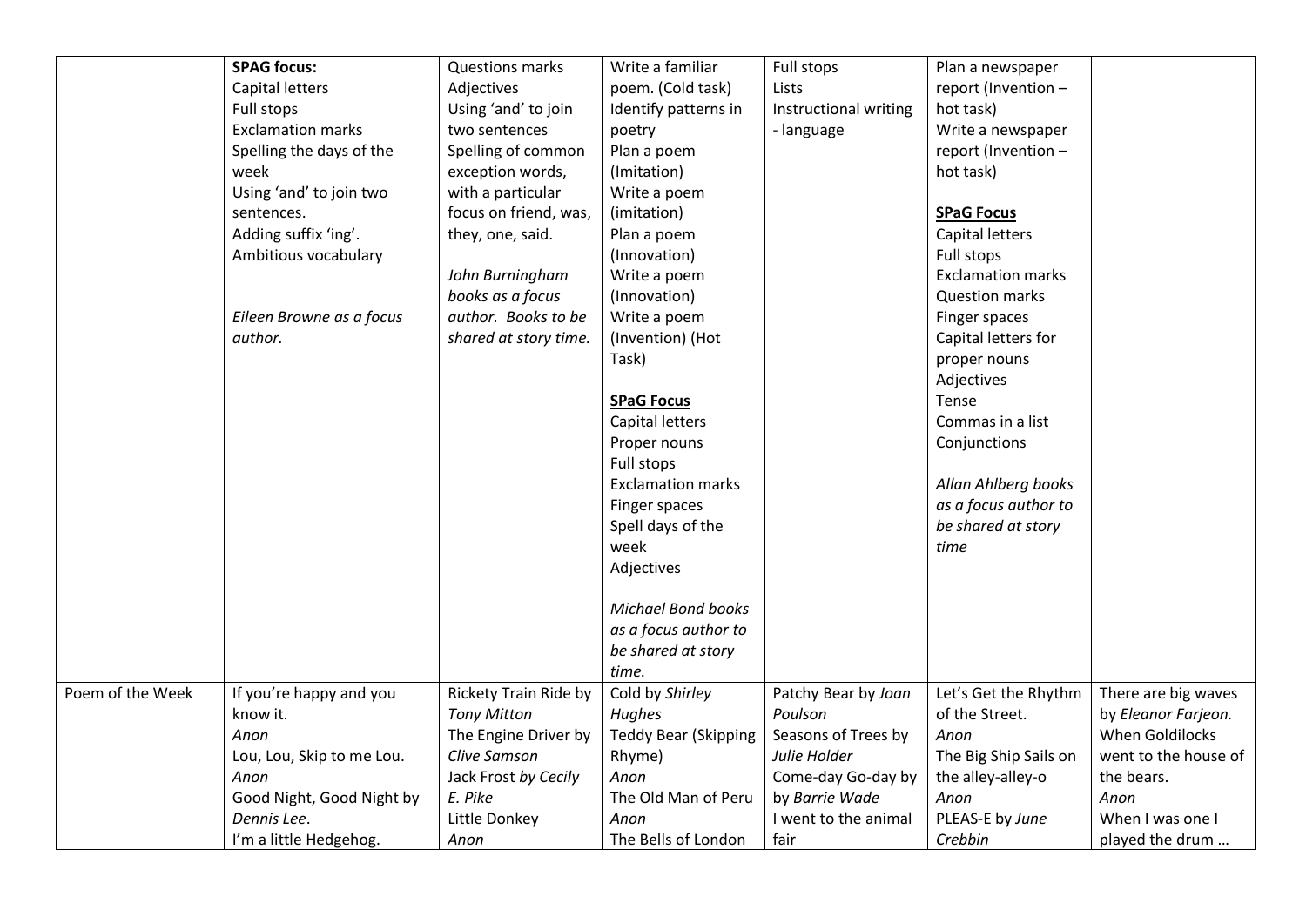| | | | | | | |
|---|---|---|---|---|---|---|
| | **SPAG focus:**<br>Capital letters<br>Full stops<br>Exclamation marks<br>Spelling the days of the week<br>Using 'and' to join two sentences.<br>Adding suffix 'ing'.<br>Ambitious vocabulary<br><br>*Eileen Browne as a focus author.* | Questions marks<br>Adjectives<br>Using 'and' to join two sentences<br>Spelling of common exception words, with a particular focus on friend, was, they, one, said.<br><br>*John Burningham books as a focus author. Books to be shared at story time.* | Write a familiar poem. (Cold task)<br>Identify patterns in poetry<br>Plan a poem (Imitation)<br>Write a poem (imitation)<br>Plan a poem (Innovation)<br>Write a poem (Innovation)<br>Write a poem (Invention) (Hot Task)<br><br>**SPaG Focus**<br>Capital letters<br>Proper nouns<br>Full stops<br>Exclamation marks<br>Finger spaces<br>Spell days of the week<br>Adjectives<br><br>*Michael Bond books as a focus author to be shared at story time.* | Full stops<br>Lists<br>Instructional writing - language | Plan a newspaper report (Invention – hot task)<br>Write a newspaper report (Invention – hot task)<br><br>**SPaG Focus**<br>Capital letters<br>Full stops<br>Exclamation marks<br>Question marks<br>Finger spaces<br>Capital letters for proper nouns<br>Adjectives<br>Tense<br>Commas in a list<br>Conjunctions<br><br>*Allan Ahlberg books as a focus author to be shared at story time* | |
| Poem of the Week | If you're happy and you know it.<br>*Anon*<br>Lou, Lou, Skip to me Lou.<br>*Anon*<br>Good Night, Good Night by *Dennis Lee*.<br>I'm a little Hedgehog. | Rickety Train Ride by *Tony Mitton*<br>The Engine Driver by *Clive Samson*<br>Jack Frost *by Cecily E. Pike*<br>Little Donkey<br>*Anon* | Cold by *Shirley Hughes*<br>Teddy Bear (Skipping Rhyme)<br>*Anon*<br>The Old Man of Peru<br>*Anon*<br>The Bells of London | Patchy Bear by *Joan Poulson*<br>Seasons of Trees by *Julie Holder*<br>Come-day Go-day by by *Barrie Wade*<br>I went to the animal fair | Let's Get the Rhythm of the Street.<br>*Anon*<br>The Big Ship Sails on the alley-alley-o<br>*Anon*<br>PLEAS-E by *June Crebbin* | There are big waves by *Eleanor Farjeon.*<br>When Goldilocks went to the house of the bears.<br>*Anon*<br>When I was one I played the drum … |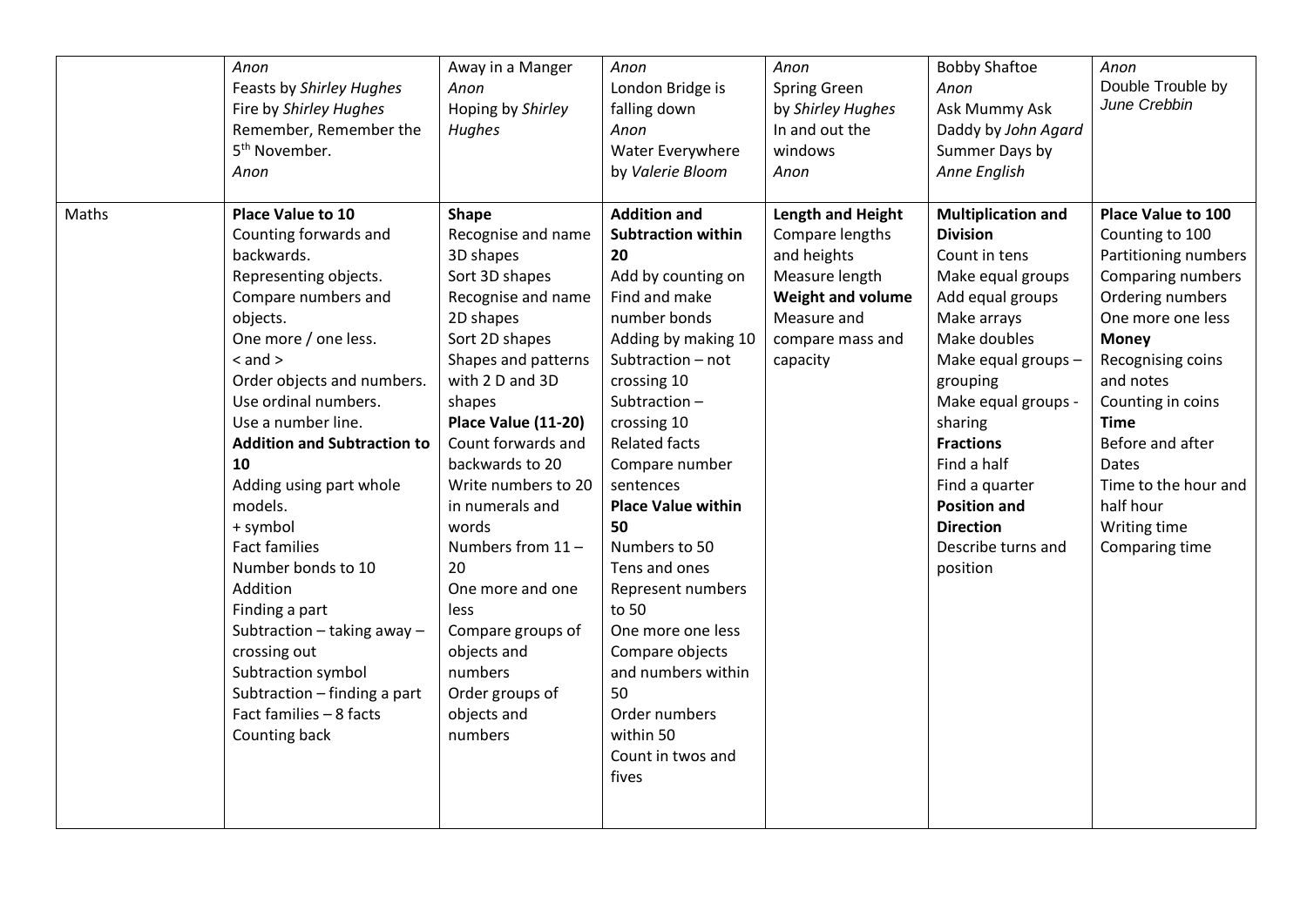| | | | | | | |
|---|---|---|---|---|---|---|
| | *Anon*<br>Feasts by *Shirley Hughes*<br>Fire by *Shirley Hughes*<br>Remember, Remember the 5th November.<br>*Anon* | Away in a Manger<br>*Anon*<br>Hoping by *Shirley Hughes* | *Anon*<br>London Bridge is falling down<br>*Anon*<br>Water Everywhere by *Valerie Bloom* | *Anon*<br>Spring Green by *Shirley Hughes*<br>In and out the windows<br>*Anon* | Bobby Shaftoe<br>*Anon*<br>Ask Mummy Ask Daddy by *John Agard*<br>Summer Days by *Anne English* | *Anon*<br>Double Trouble by *June Crebbin* |
| Maths | **Place Value to 10**<br>Counting forwards and backwards.<br>Representing objects.<br>Compare numbers and objects.<br>One more / one less.<br>< and ><br>Order objects and numbers.<br>Use ordinal numbers.<br>Use a number line.<br>**Addition and Subtraction to 10**<br>Adding using part whole models.<br>+ symbol<br>Fact families<br>Number bonds to 10<br>Addition<br>Finding a part<br>Subtraction – taking away – crossing out<br>Subtraction symbol<br>Subtraction – finding a part<br>Fact families – 8 facts<br>Counting back | **Shape**<br>Recognise and name 3D shapes<br>Sort 3D shapes<br>Recognise and name 2D shapes<br>Sort 2D shapes<br>Shapes and patterns with 2 D and 3D shapes<br>**Place Value (11-20)**<br>Count forwards and backwards to 20<br>Write numbers to 20 in numerals and words<br>Numbers from 11 – 20<br>One more and one less<br>Compare groups of objects and numbers<br>Order groups of objects and numbers | **Addition and Subtraction within 20**<br>Add by counting on<br>Find and make number bonds<br>Adding by making 10<br>Subtraction – not crossing 10<br>Subtraction – crossing 10<br>Related facts<br>Compare number sentences<br>**Place Value within 50**<br>Numbers to 50<br>Tens and ones<br>Represent numbers to 50<br>One more one less<br>Compare objects and numbers within 50<br>Order numbers within 50<br>Count in twos and fives | **Length and Height**<br>Compare lengths and heights<br>Measure length<br>**Weight and volume**<br>Measure and compare mass and capacity | **Multiplication and Division**<br>Count in tens<br>Make equal groups<br>Add equal groups<br>Make arrays<br>Make doubles<br>Make equal groups – grouping<br>Make equal groups - sharing<br>**Fractions**<br>Find a half<br>Find a quarter<br>**Position and Direction**<br>Describe turns and position | **Place Value to 100**<br>Counting to 100<br>Partitioning numbers<br>Comparing numbers<br>Ordering numbers<br>One more one less<br>**Money**<br>Recognising coins and notes<br>Counting in coins<br>**Time**<br>Before and after<br>Dates<br>Time to the hour and half hour<br>Writing time<br>Comparing time |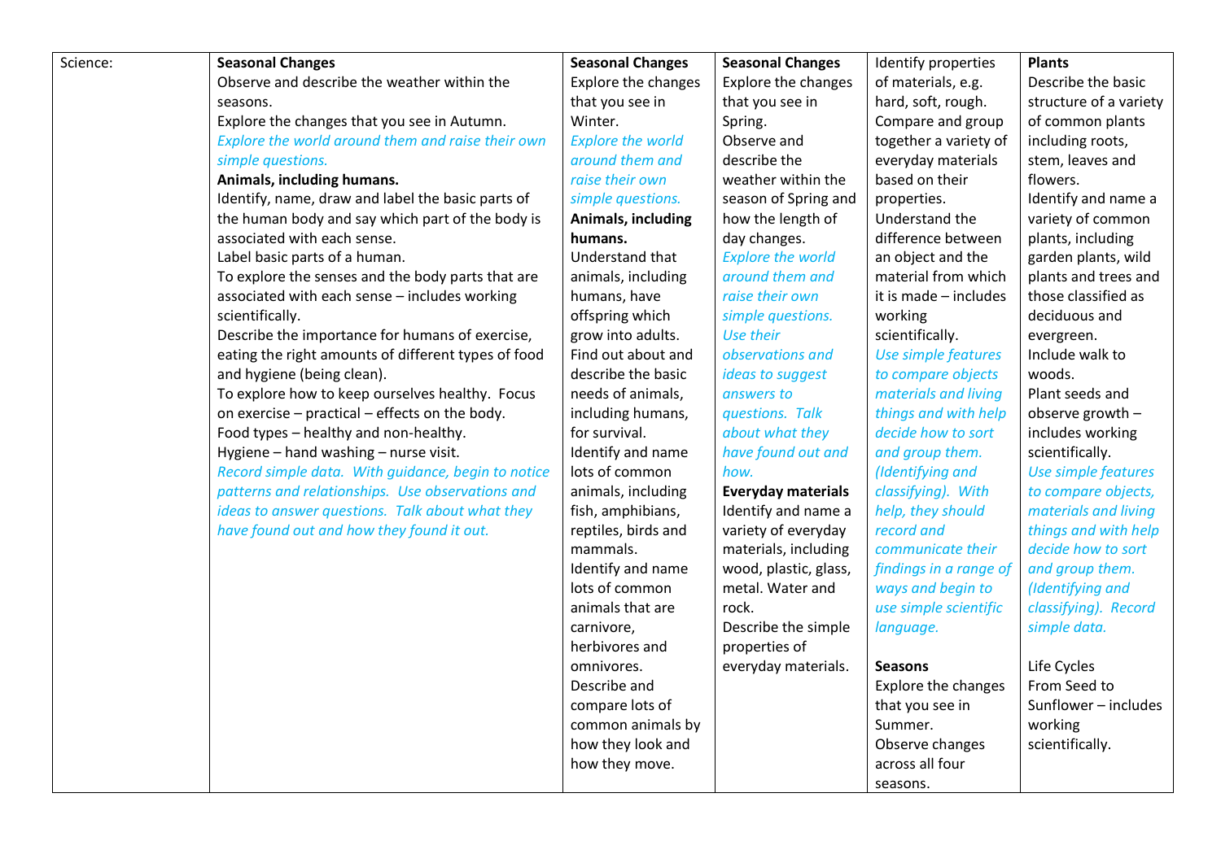| Science: | **Seasonal Changes**<br>Observe and describe the weather within the seasons.<br>Explore the changes that you see in Autumn.<br>*Explore the world around them and raise their own simple questions.*<br>**Animals, including humans.**<br>Identify, name, draw and label the basic parts of the human body and say which part of the body is associated with each sense.<br>Label basic parts of a human.<br>To explore the senses and the body parts that are associated with each sense – includes working scientifically.<br>Describe the importance for humans of exercise, eating the right amounts of different types of food and hygiene (being clean).<br>To explore how to keep ourselves healthy. Focus on exercise – practical – effects on the body.<br>Food types – healthy and non-healthy.<br>Hygiene – hand washing – nurse visit.<br>*Record simple data. With guidance, begin to notice patterns and relationships. Use observations and ideas to answer questions. Talk about what they have found out and how they found it out.* | **Seasonal Changes**<br>Explore the changes that you see in Winter.<br>*Explore the world around them and raise their own simple questions.*<br>**Animals, including humans.**<br>Understand that animals, including humans, have offspring which grow into adults.<br>Find out about and describe the basic needs of animals, including humans, for survival.<br>Identify and name lots of common animals, including fish, amphibians, reptiles, birds and mammals.<br>Identify and name lots of common animals that are carnivore, herbivores and omnivores.<br>Describe and compare lots of common animals by how they look and how they move. | **Seasonal Changes**<br>Explore the changes that you see in Spring.<br>Observe and describe the weather within the season of Spring and how the length of day changes.<br>*Explore the world around them and raise their own simple questions. Use their observations and ideas to suggest answers to questions. Talk about what they have found out and how.*<br>**Everyday materials**<br>Identify and name a variety of everyday materials, including wood, plastic, glass, metal. Water and rock.<br>Describe the simple properties of everyday materials. | Identify properties of materials, e.g. hard, soft, rough.<br>Compare and group together a variety of everyday materials based on their properties.<br>Understand the difference between an object and the material from which it is made – includes working scientifically.<br>*Use simple features to compare objects materials and living things and with help decide how to sort and group them. (Identifying and classifying). With help, they should record and communicate their findings in a range of ways and begin to use simple scientific language.*<br><br>**Seasons**<br>Explore the changes that you see in Summer.<br>Observe changes across all four seasons. | **Plants**<br>Describe the basic structure of a variety of common plants including roots, stem, leaves and flowers.<br>Identify and name a variety of common plants, including garden plants, wild plants and trees and those classified as deciduous and evergreen.<br>Include walk to woods.<br>Plant seeds and observe growth – includes working scientifically.<br>*Use simple features to compare objects, materials and living things and with help decide how to sort and group them. (Identifying and classifying). Record simple data.*<br><br>Life Cycles<br>From Seed to Sunflower – includes working scientifically. |
|---|---|---|---|---|---|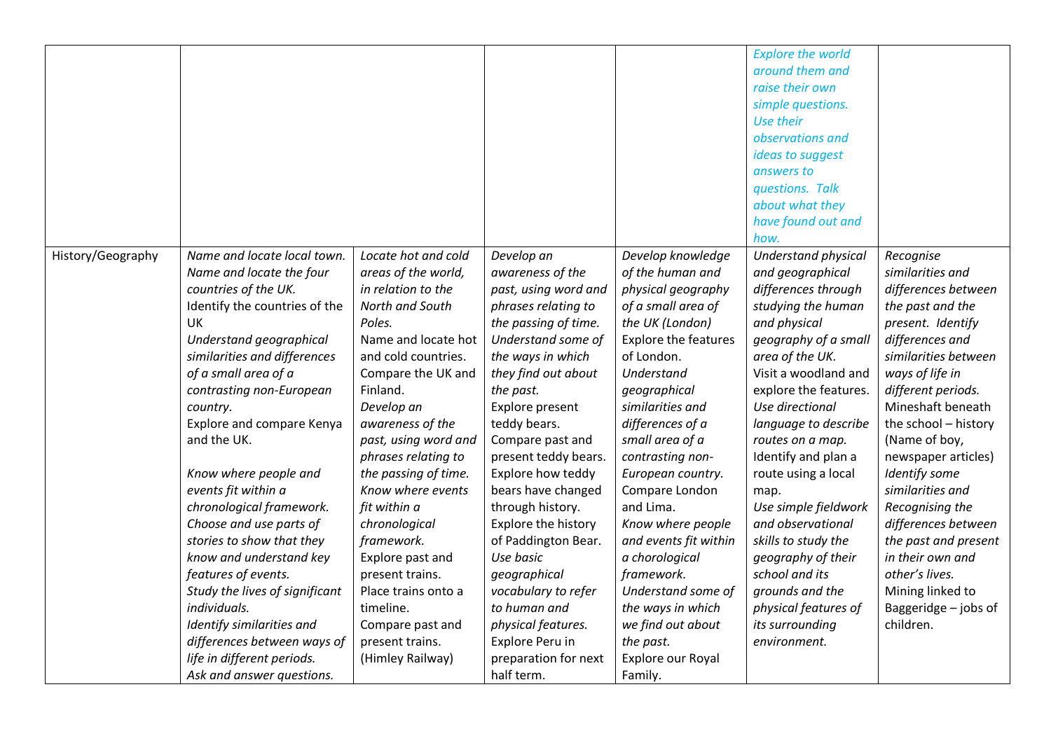| | | | | | | |
|---|---|---|---|---|---|---|
| | | | | | *Explore the world around them and raise their own simple questions. Use their observations and ideas to suggest answers to questions. Talk about what they have found out and how.* | |
| History/Geography | *Name and locate local town.* *Name and locate the four countries of the UK.* Identify the countries of the UK *Understand geographical similarities and differences of a small area of a contrasting non-European country.* Explore and compare Kenya and the UK. *Know where people and events fit within a chronological framework.* *Choose and use parts of stories to show that they know and understand key features of events.* *Study the lives of significant individuals.* *Identify similarities and differences between ways of life in different periods.* *Ask and answer questions.* | *Locate hot and cold areas of the world, in relation to the North and South Poles.* Name and locate hot and cold countries. Compare the UK and Finland. *Develop an awareness of the past, using word and phrases relating to the passing of time.* *Know where events fit within a chronological framework.* Explore past and present trains. Place trains onto a timeline. Compare past and present trains. (Himley Railway) | *Develop an awareness of the past, using word and phrases relating to the passing of time.* *Understand some of the ways in which they find out about the past.* Explore present teddy bears. Compare past and present teddy bears. Explore how teddy bears have changed through history. Explore the history of Paddington Bear. *Use basic geographical vocabulary to refer to human and physical features.* Explore Peru in preparation for next half term. | *Develop knowledge of the human and physical geography of a small area of the UK (London)* Explore the features of London. *Understand geographical similarities and differences of a small area of a contrasting non-European country.* Compare London and Lima. *Know where people and events fit within a chorological framework.* *Understand some of the ways in which we find out about the past.* Explore our Royal Family. | *Understand physical and geographical differences through studying the human and physical geography of a small area of the UK.* Visit a woodland and explore the features. *Use directional language to describe routes on a map.* Identify and plan a route using a local map. *Use simple fieldwork and observational skills to study the geography of their school and its grounds and the physical features of its surrounding environment.* | *Recognise similarities and differences between the past and the present. Identify differences and similarities between ways of life in different periods.* Mineshaft beneath the school – history (Name of boy, newspaper articles) *Identify some similarities and Recognising the differences between the past and present in their own and other's lives.* Mining linked to Baggeridge – jobs of children. |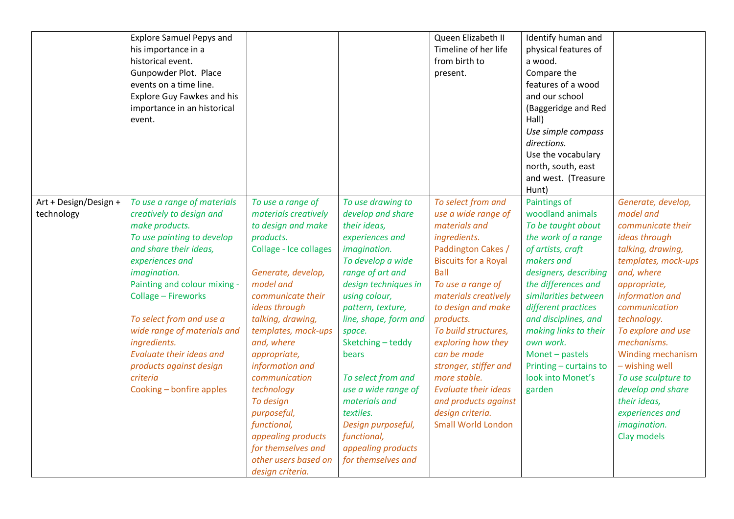| | | | | | | |
|---|---|---|---|---|---|---|
| | Explore Samuel Pepys and his importance in a historical event.<br>Gunpowder Plot. Place events on a time line.<br>Explore Guy Fawkes and his importance in an historical event. | | | Queen Elizabeth II Timeline of her life from birth to present. | Identify human and physical features of a wood.<br>Compare the features of a wood and our school (Baggeridge and Red Hall)<br>*Use simple compass directions.*<br>Use the vocabulary north, south, east and west. (Treasure Hunt) | |
| Art + Design/Design + technology | *To use a range of materials creatively to design and make products.*<br>*To use painting to develop and share their ideas, experiences and imagination.*<br>Painting and colour mixing - Collage – Fireworks<br><br>*To select from and use a wide range of materials and ingredients.*<br>*Evaluate their ideas and products against design criteria*<br>Cooking – bonfire apples | *To use a range of materials creatively to design and make products.*<br>Collage - Ice collages<br><br>*Generate, develop, model and communicate their ideas through talking, drawing, templates, mock-ups and, where appropriate, information and communication technology*<br>*To design purposeful, functional, appealing products for themselves and other users based on design criteria.* | *To use drawing to develop and share their ideas, experiences and imagination.*<br>*To develop a wide range of art and design techniques in using colour, pattern, texture, line, shape, form and space.*<br>Sketching – teddy bears<br><br>*To select from and use a wide range of materials and textiles.*<br>*Design purposeful, functional, appealing products for themselves and* | *To select from and use a wide range of materials and ingredients.*<br>Paddington Cakes / Biscuits for a Royal Ball<br>*To use a range of materials creatively to design and make products.*<br>*To build structures, exploring how they can be made stronger, stiffer and more stable.*<br>*Evaluate their ideas and products against design criteria.*<br>Small World London | Paintings of woodland animals<br>*To be taught about the work of a range of artists, craft makers and designers, describing the differences and similarities between different practices and disciplines, and making links to their own work.*<br>Monet – pastels<br>Printing – curtains to look into Monet's garden | *Generate, develop, model and communicate their ideas through talking, drawing, templates, mock-ups and, where appropriate, information and communication technology.*<br>*To explore and use mechanisms.*<br>Winding mechanism – wishing well<br>*To use sculpture to develop and share their ideas, experiences and imagination.*<br>Clay models |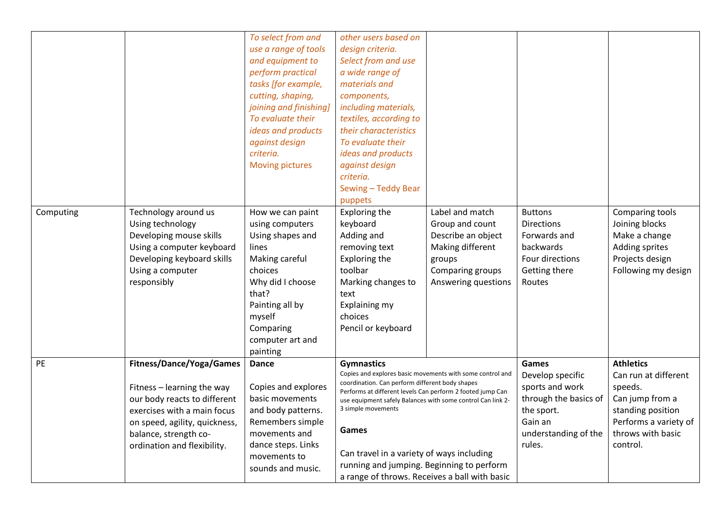| | | | | | | |
|---|---|---|---|---|---|---|
| | | *To select from and use a range of tools and equipment to perform practical tasks [for example, cutting, shaping, joining and finishing]* *To evaluate their ideas and products against design criteria.* Moving pictures | *other users based on design criteria.* *Select from and use a wide range of materials and components, including materials, textiles, according to their characteristics* *To evaluate their ideas and products against design criteria.* Sewing – Teddy Bear puppets | | | |
| Computing | Technology around us<br>Using technology<br>Developing mouse skills<br>Using a computer keyboard<br>Developing keyboard skills<br>Using a computer responsibly | How we can paint using computers<br>Using shapes and lines<br>Making careful choices<br>Why did I choose that?<br>Painting all by myself<br>Comparing computer art and painting | Exploring the keyboard<br>Adding and removing text<br>Exploring the toolbar<br>Marking changes to text<br>Explaining my choices<br>Pencil or keyboard | Label and match<br>Group and count<br>Describe an object<br>Making different groups<br>Comparing groups<br>Answering questions | Buttons<br>Directions<br>Forwards and backwards<br>Four directions<br>Getting there<br>Routes | Comparing tools<br>Joining blocks<br>Make a change<br>Adding sprites<br>Projects design<br>Following my design |
| PE | **Fitness/Dance/Yoga/Games**<br><br>Fitness – learning the way our body reacts to different exercises with a main focus on speed, agility, quickness, balance, strength co-ordination and flexibility. | **Dance**<br><br>Copies and explores basic movements and body patterns. Remembers simple movements and dance steps. Links movements to sounds and music. | **Gymnastics**<br>Copies and explores basic movements with some control and coordination. Can perform different body shapes Performs at different levels Can perform 2 footed jump Can use equipment safely Balances with some control Can link 2-3 simple movements<br><br>**Games**<br><br>Can travel in a variety of ways including running and jumping. Beginning to perform a range of throws. Receives a ball with basic | | **Games**<br>Develop specific sports and work through the basics of the sport.<br>Gain an understanding of the rules. | **Athletics**<br>Can run at different speeds.<br>Can jump from a standing position<br>Performs a variety of throws with basic control. |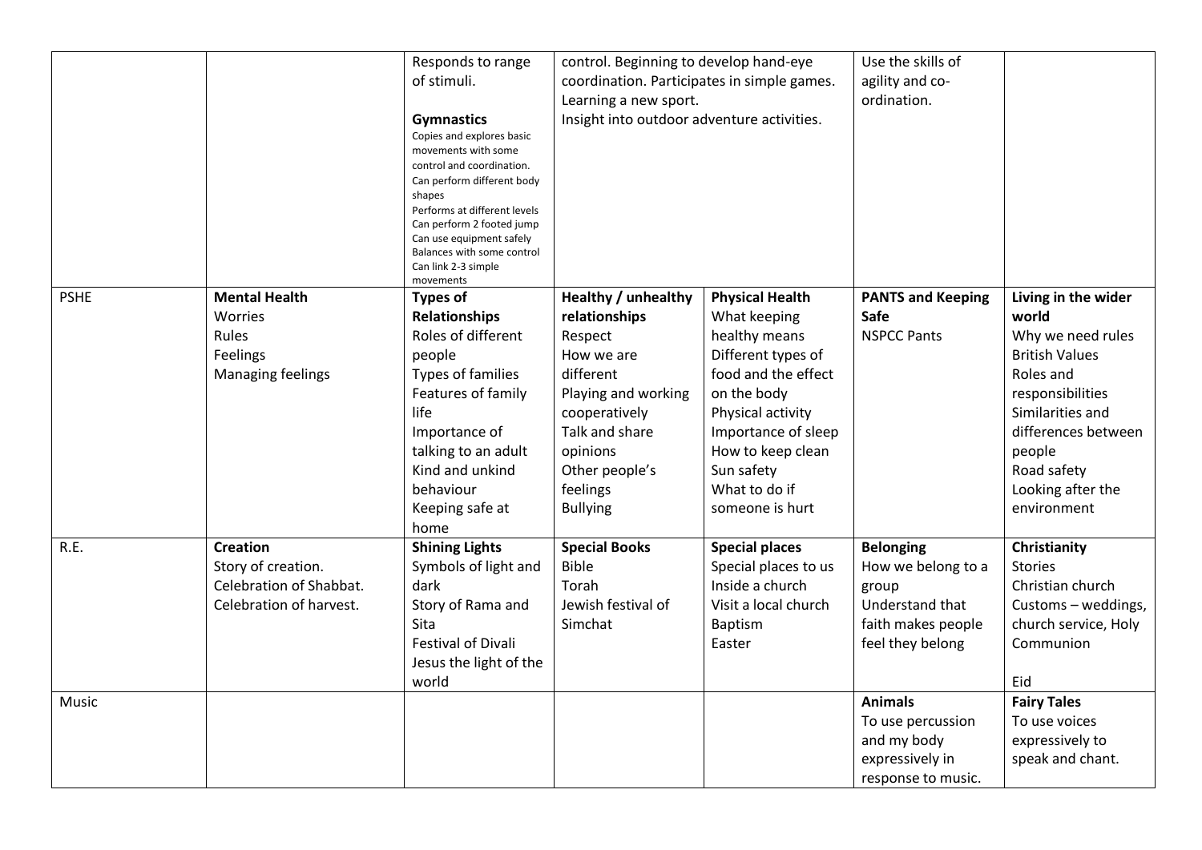| | | | | | | |
|---|---|---|---|---|---|---|
| | | Responds to range of stimuli.<br><br>**Gymnastics**<br>Copies and explores basic movements with some control and coordination.<br>Can perform different body shapes<br>Performs at different levels<br>Can perform 2 footed jump<br>Can use equipment safely<br>Balances with some control<br>Can link 2-3 simple movements | control. Beginning to develop hand-eye coordination. Participates in simple games.<br>Learning a new sport.<br>Insight into outdoor adventure activities. | | Use the skills of agility and co-ordination. | |
| PSHE | **Mental Health**<br>Worries<br>Rules<br>Feelings<br>Managing feelings | **Types of Relationships**<br>Roles of different people<br>Types of families<br>Features of family life<br>Importance of talking to an adult<br>Kind and unkind behaviour<br>Keeping safe at home | **Healthy / unhealthy relationships**<br>Respect<br>How we are different<br>Playing and working cooperatively<br>Talk and share opinions<br>Other people's feelings<br>Bullying | **Physical Health**<br>What keeping healthy means<br>Different types of food and the effect on the body<br>Physical activity<br>Importance of sleep<br>How to keep clean<br>Sun safety<br>What to do if someone is hurt | **PANTS and Keeping Safe**<br>NSPCC Pants | **Living in the wider world**<br>Why we need rules<br>British Values<br>Roles and responsibilities<br>Similarities and differences between people<br>Road safety<br>Looking after the environment |
| R.E. | **Creation**<br>Story of creation.<br>Celebration of Shabbat.<br>Celebration of harvest. | **Shining Lights**<br>Symbols of light and dark<br>Story of Rama and Sita<br>Festival of Divali<br>Jesus the light of the world | **Special Books**<br>Bible<br>Torah<br>Jewish festival of Simchat | **Special places**<br>Special places to us<br>Inside a church<br>Visit a local church<br>Baptism<br>Easter | **Belonging**<br>How we belong to a group<br>Understand that faith makes people feel they belong | **Christianity**<br>Stories<br>Christian church<br>Customs – weddings, church service, Holy Communion<br><br>Eid |
| Music | | | | | **Animals**<br>To use percussion and my body expressively in response to music. | **Fairy Tales**<br>To use voices expressively to speak and chant. |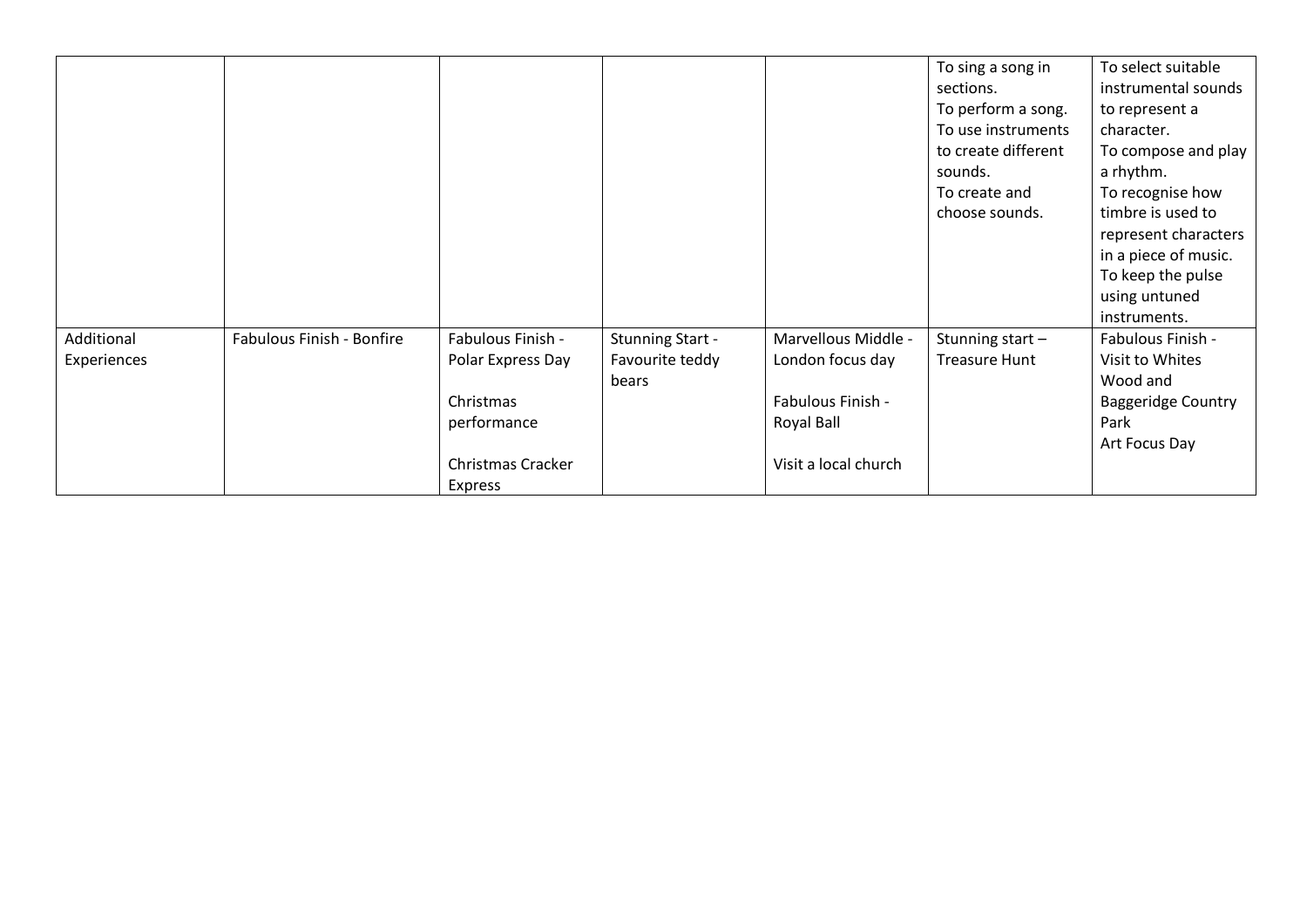| | | | | | | |
|---|---|---|---|---|---|---|
| | | | | | To sing a song in sections.<br>To perform a song.<br>To use instruments to create different sounds.<br>To create and choose sounds. | To select suitable instrumental sounds to represent a character.<br>To compose and play a rhythm.<br>To recognise how timbre is used to represent characters in a piece of music.<br>To keep the pulse using untuned instruments. |
| Additional Experiences | Fabulous Finish - Bonfire | Fabulous Finish - Polar Express Day<br><br>Christmas performance<br><br>Christmas Cracker Express | Stunning Start - Favourite teddy bears | Marvellous Middle - London focus day<br><br>Fabulous Finish - Royal Ball<br><br>Visit a local church | Stunning start – Treasure Hunt | Fabulous Finish - Visit to Whites Wood and Baggeridge Country Park<br>Art Focus Day |